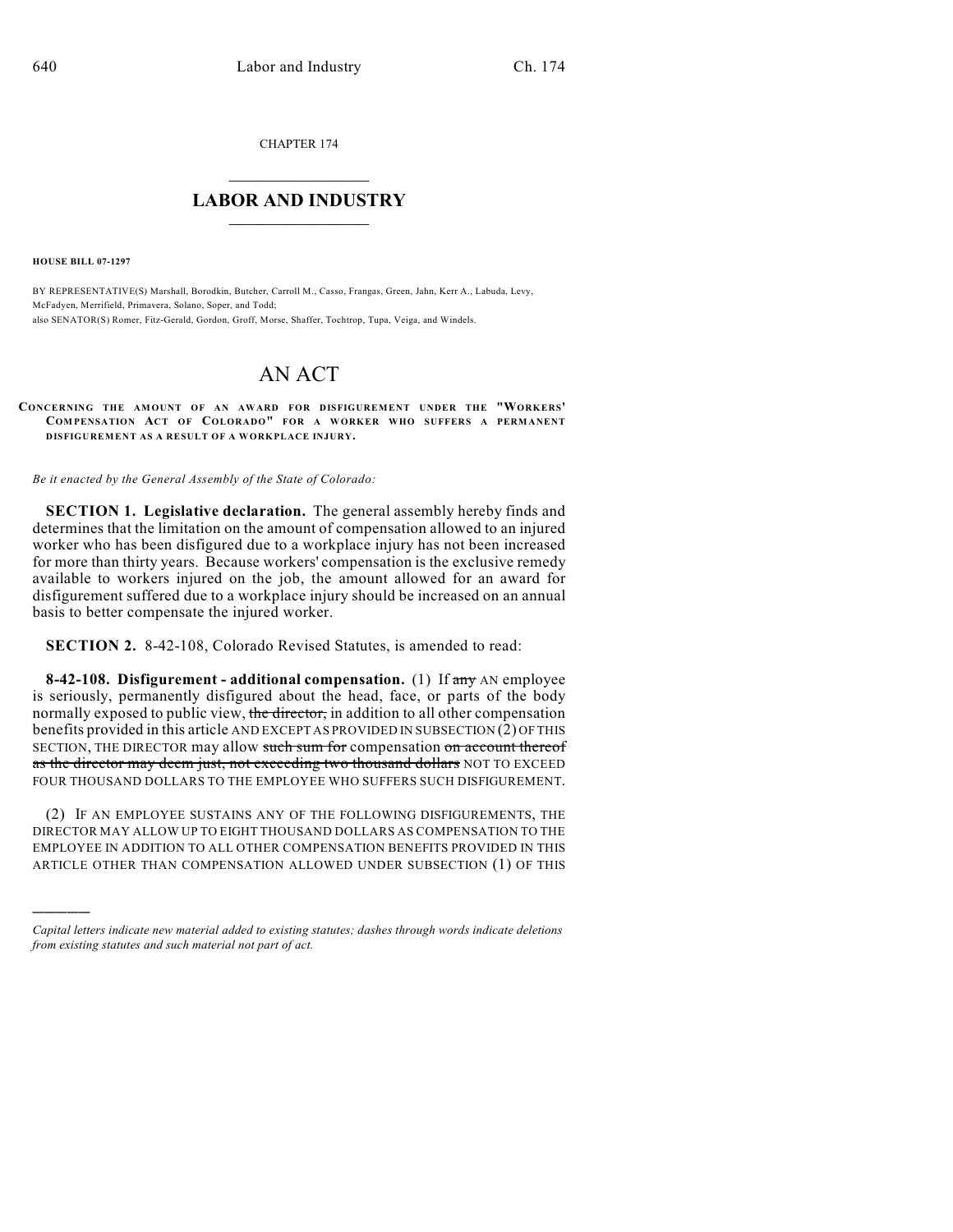CHAPTER 174

# LABOR AND INDUSTRY

**HOUSE BILL 07-1297**

BY REPRESENTATIVE(S) Marshall, Borodkin, Butcher, Carroll M., Casso, Frangas, Green, Jahn, Kerr A., Labuda, Levy, McFadyen, Merrifield, Primavera, Solano, Soper, and Todd;
also SENATOR(S) Romer, Fitz-Gerald, Gordon, Groff, Morse, Shaffer, Tochtrop, Tupa, Veiga, and Windels.

# AN ACT

**CONCERNING THE AMOUNT OF AN AWARD FOR DISFIGUREMENT UNDER THE "WORKERS' COMPENSATION ACT OF COLORADO" FOR A WORKER WHO SUFFERS A PERMANENT DISFIGUREMENT AS A RESULT OF A WORKPLACE INJURY.**

*Be it enacted by the General Assembly of the State of Colorado:*

**SECTION 1. Legislative declaration.** The general assembly hereby finds and determines that the limitation on the amount of compensation allowed to an injured worker who has been disfigured due to a workplace injury has not been increased for more than thirty years. Because workers' compensation is the exclusive remedy available to workers injured on the job, the amount allowed for an award for disfigurement suffered due to a workplace injury should be increased on an annual basis to better compensate the injured worker.

**SECTION 2.** 8-42-108, Colorado Revised Statutes, is amended to read:

**8-42-108. Disfigurement - additional compensation.** (1) If ~~any~~ AN employee is seriously, permanently disfigured about the head, face, or parts of the body normally exposed to public view, ~~the director,~~ in addition to all other compensation benefits provided in this article AND EXCEPT AS PROVIDED IN SUBSECTION (2) OF THIS SECTION, THE DIRECTOR may allow ~~such sum for~~ compensation ~~on account thereof as the director may deem just, not exceeding two thousand dollars~~ NOT TO EXCEED FOUR THOUSAND DOLLARS TO THE EMPLOYEE WHO SUFFERS SUCH DISFIGUREMENT.

(2) IF AN EMPLOYEE SUSTAINS ANY OF THE FOLLOWING DISFIGUREMENTS, THE DIRECTOR MAY ALLOW UP TO EIGHT THOUSAND DOLLARS AS COMPENSATION TO THE EMPLOYEE IN ADDITION TO ALL OTHER COMPENSATION BENEFITS PROVIDED IN THIS ARTICLE OTHER THAN COMPENSATION ALLOWED UNDER SUBSECTION (1) OF THIS

---

*Capital letters indicate new material added to existing statutes; dashes through words indicate deletions from existing statutes and such material not part of act.*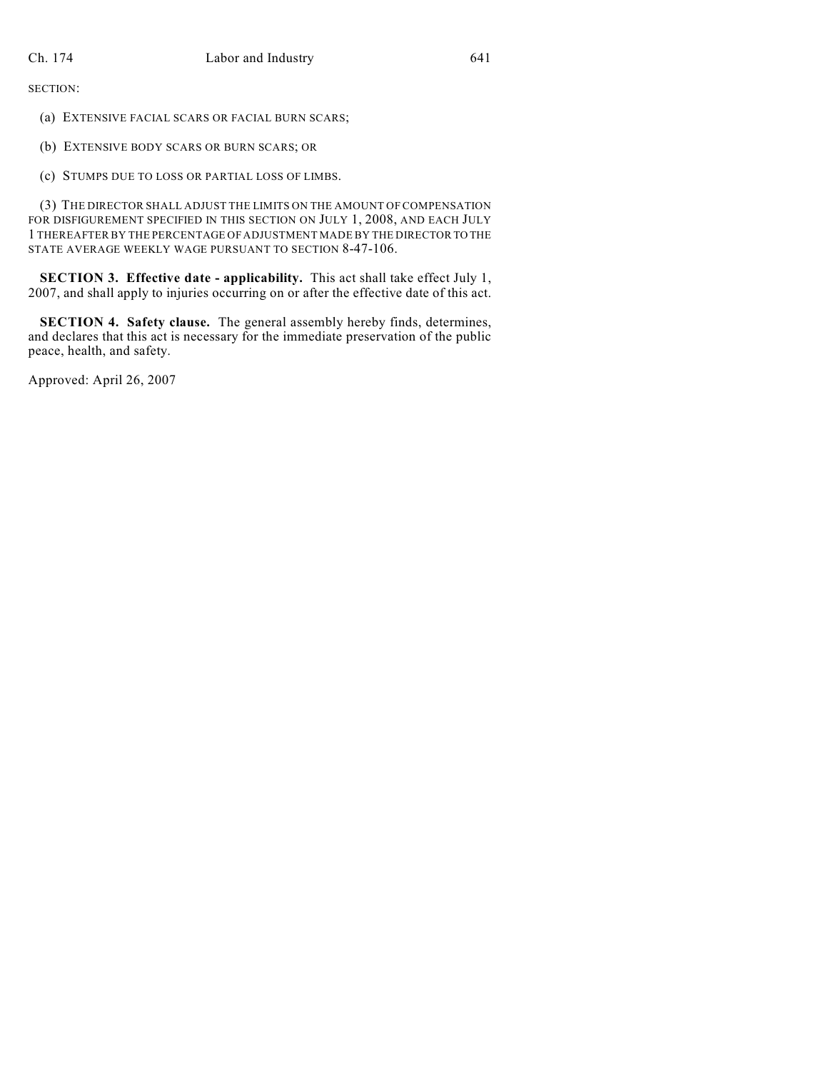SECTION:

(a) EXTENSIVE FACIAL SCARS OR FACIAL BURN SCARS;

(b) EXTENSIVE BODY SCARS OR BURN SCARS; OR

(c) STUMPS DUE TO LOSS OR PARTIAL LOSS OF LIMBS.

(3) THE DIRECTOR SHALL ADJUST THE LIMITS ON THE AMOUNT OF COMPENSATION FOR DISFIGUREMENT SPECIFIED IN THIS SECTION ON JULY 1, 2008, AND EACH JULY 1 THEREAFTER BY THE PERCENTAGE OF ADJUSTMENT MADE BY THE DIRECTOR TO THE STATE AVERAGE WEEKLY WAGE PURSUANT TO SECTION 8-47-106.

**SECTION 3. Effective date - applicability.** This act shall take effect July 1, 2007, and shall apply to injuries occurring on or after the effective date of this act.

**SECTION 4. Safety clause.** The general assembly hereby finds, determines, and declares that this act is necessary for the immediate preservation of the public peace, health, and safety.

Approved: April 26, 2007